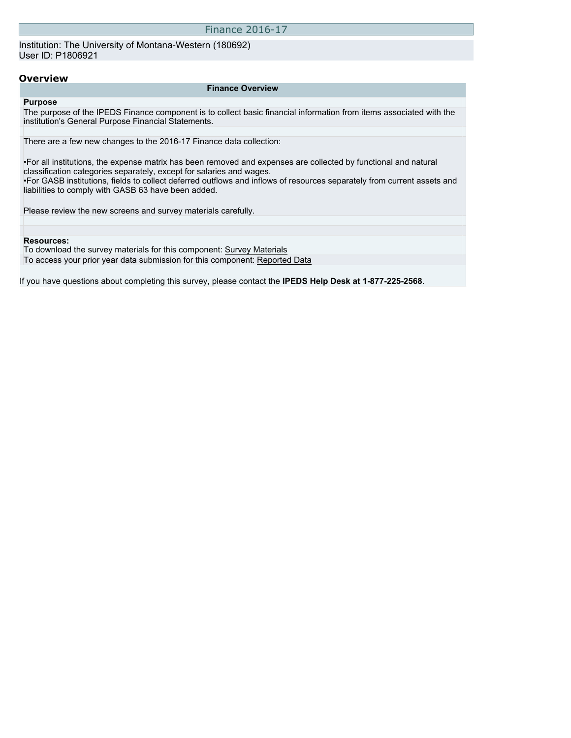# Finance 2016-17

Institution: The University of Montana-Western (180692)
User ID: P1806921

## Overview

**Finance Overview**

**Purpose**

The purpose of the IPEDS Finance component is to collect basic financial information from items associated with the institution's General Purpose Financial Statements.

There are a few new changes to the 2016-17 Finance data collection:

- For all institutions, the expense matrix has been removed and expenses are collected by functional and natural classification categories separately, except for salaries and wages.
- For GASB institutions, fields to collect deferred outflows and inflows of resources separately from current assets and liabilities to comply with GASB 63 have been added.

Please review the new screens and survey materials carefully.

**Resources:**

To download the survey materials for this component: Survey Materials

To access your prior year data submission for this component: Reported Data

If you have questions about completing this survey, please contact the **IPEDS Help Desk at 1-877-225-2568**.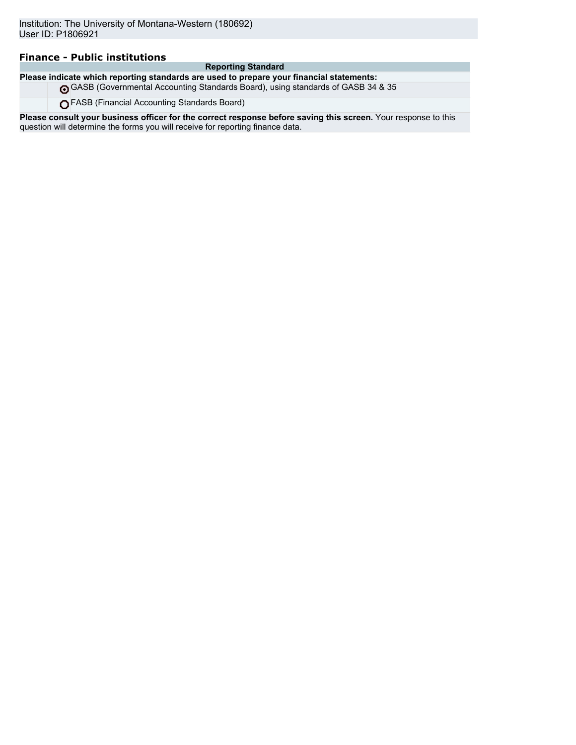Institution: The University of Montana-Western (180692)
User ID: P1806921

## Finance - Public institutions

| Reporting Standard |
| --- |
| **Please indicate which reporting standards are used to prepare your financial statements:** |
| ◉ GASB (Governmental Accounting Standards Board), using standards of GASB 34 & 35 |
| ○ FASB (Financial Accounting Standards Board) |
| **Please consult your business officer for the correct response before saving this screen.** Your response to this question will determine the forms you will receive for reporting finance data. |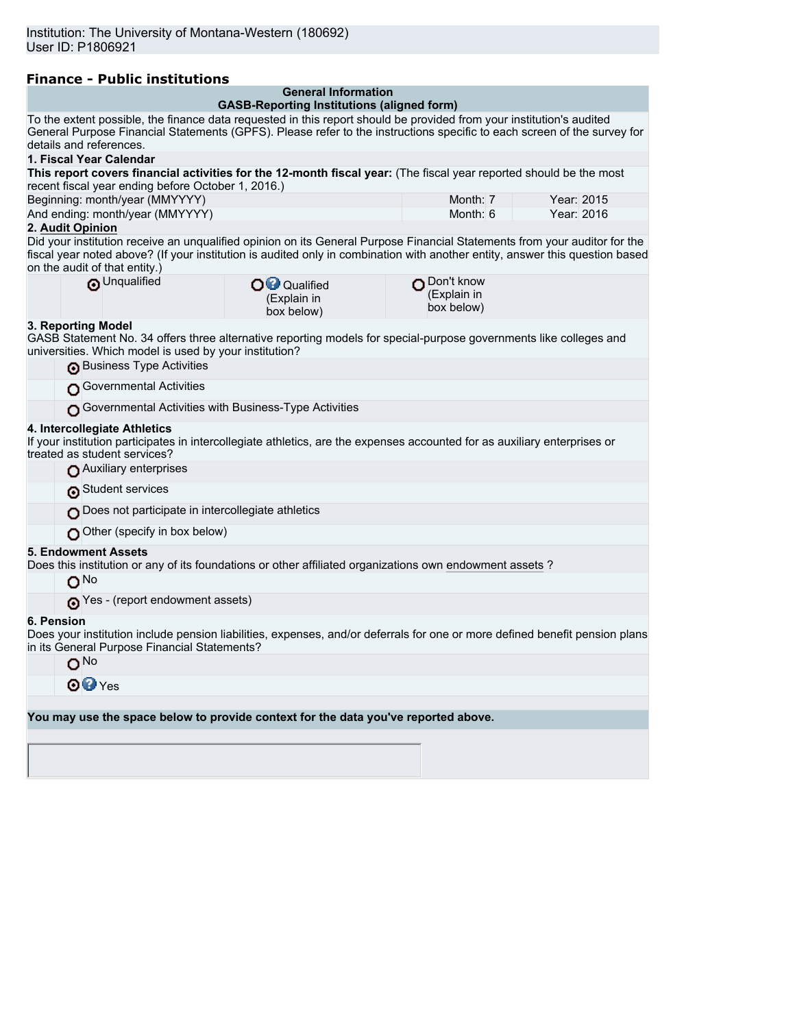Institution: The University of Montana-Western (180692)
User ID: P1806921

## Finance - Public institutions

**General Information**
**GASB-Reporting Institutions (aligned form)**

To the extent possible, the finance data requested in this report should be provided from your institution's audited General Purpose Financial Statements (GPFS). Please refer to the instructions specific to each screen of the survey for details and references.

**1. Fiscal Year Calendar**

**This report covers financial activities for the 12-month fiscal year:** (The fiscal year reported should be the most recent fiscal year ending before October 1, 2016.)

| | Month | Year |
|---|---|---|
| Beginning: month/year (MMYYYY) | Month: 7 | Year: 2015 |
| And ending: month/year (MMYYYY) | Month: 6 | Year: 2016 |

**2. Audit Opinion**

Did your institution receive an unqualified opinion on its General Purpose Financial Statements from your auditor for the fiscal year noted above? (If your institution is audited only in combination with another entity, answer this question based on the audit of that entity.)

- (●) Unqualified
- ( ) Qualified (Explain in box below)
- ( ) Don't know (Explain in box below)

**3. Reporting Model**

GASB Statement No. 34 offers three alternative reporting models for special-purpose governments like colleges and universities. Which model is used by your institution?

- (●) Business Type Activities
- ( ) Governmental Activities
- ( ) Governmental Activities with Business-Type Activities

**4. Intercollegiate Athletics**

If your institution participates in intercollegiate athletics, are the expenses accounted for as auxiliary enterprises or treated as student services?

- ( ) Auxiliary enterprises
- (●) Student services
- ( ) Does not participate in intercollegiate athletics
- ( ) Other (specify in box below)

**5. Endowment Assets**

Does this institution or any of its foundations or other affiliated organizations own endowment assets ?

- ( ) No
- (●) Yes - (report endowment assets)

**6. Pension**

Does your institution include pension liabilities, expenses, and/or deferrals for one or more defined benefit pension plans in its General Purpose Financial Statements?

- ( ) No
- (●) Yes

**You may use the space below to provide context for the data you've reported above.**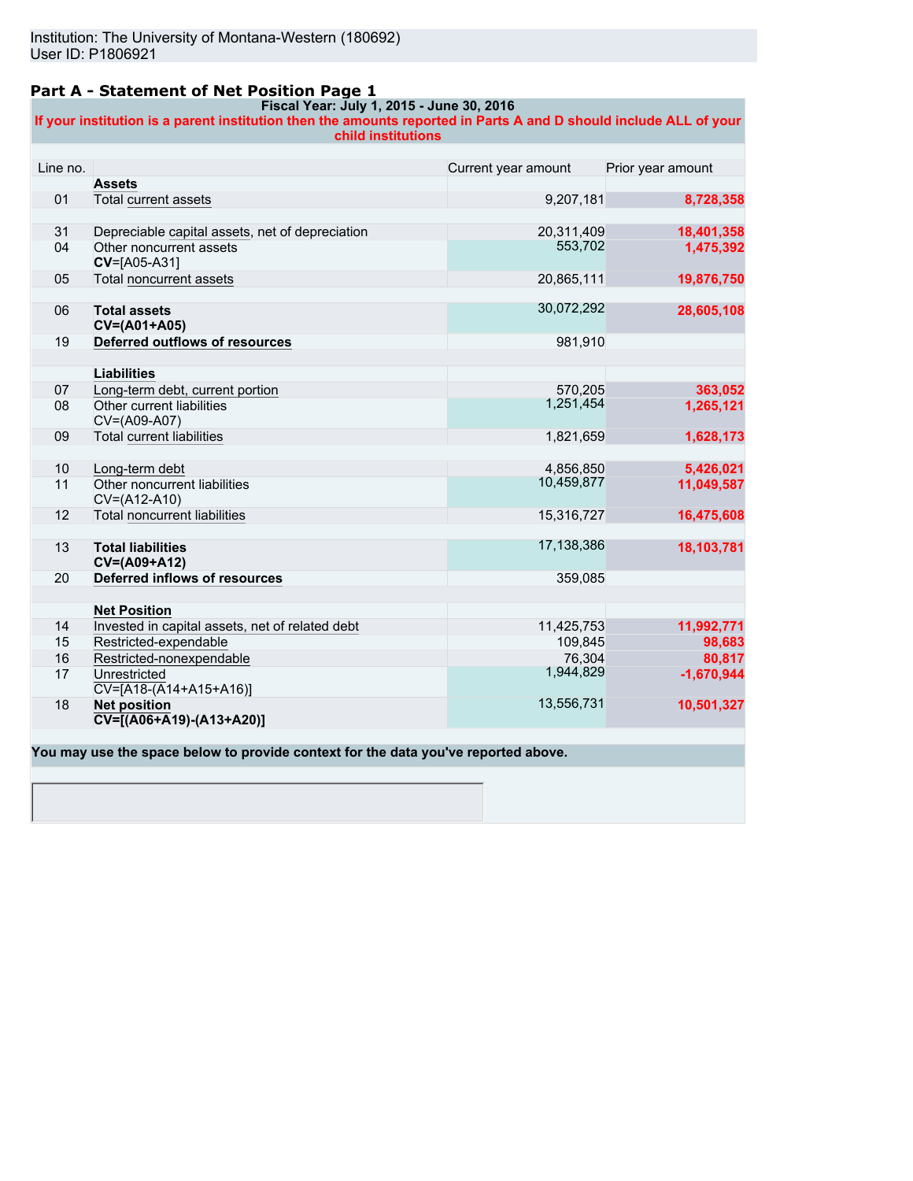Institution: The University of Montana-Western (180692)
User ID: P1806921

## Part A - Statement of Net Position Page 1

**Fiscal Year: July 1, 2015 - June 30, 2016**

**If your institution is a parent institution then the amounts reported in Parts A and D should include ALL of your child institutions**

| Line no. | | Current year amount | Prior year amount |
|---|---|---|---|
| | **Assets** | | |
| 01 | Total current assets | 9,207,181 | 8,728,358 |
| 31 | Depreciable capital assets, net of depreciation | 20,311,409 | 18,401,358 |
| 04 | Other noncurrent assets **CV**=[A05-A31] | 553,702 | 1,475,392 |
| 05 | Total noncurrent assets | 20,865,111 | 19,876,750 |
| 06 | **Total assets CV=(A01+A05)** | 30,072,292 | 28,605,108 |
| 19 | **Deferred outflows of resources** | 981,910 | |
| | **Liabilities** | | |
| 07 | Long-term debt, current portion | 570,205 | 363,052 |
| 08 | Other current liabilities CV=(A09-A07) | 1,251,454 | 1,265,121 |
| 09 | Total current liabilities | 1,821,659 | 1,628,173 |
| 10 | Long-term debt | 4,856,850 | 5,426,021 |
| 11 | Other noncurrent liabilities CV=(A12-A10) | 10,459,877 | 11,049,587 |
| 12 | Total noncurrent liabilities | 15,316,727 | 16,475,608 |
| 13 | **Total liabilities CV=(A09+A12)** | 17,138,386 | 18,103,781 |
| 20 | **Deferred inflows of resources** | 359,085 | |
| | **Net Position** | | |
| 14 | Invested in capital assets, net of related debt | 11,425,753 | 11,992,771 |
| 15 | Restricted-expendable | 109,845 | 98,683 |
| 16 | Restricted-nonexpendable | 76,304 | 80,817 |
| 17 | Unrestricted CV=[A18-(A14+A15+A16)] | 1,944,829 | -1,670,944 |
| 18 | **Net position CV=[(A06+A19)-(A13+A20)]** | 13,556,731 | 10,501,327 |

**You may use the space below to provide context for the data you've reported above.**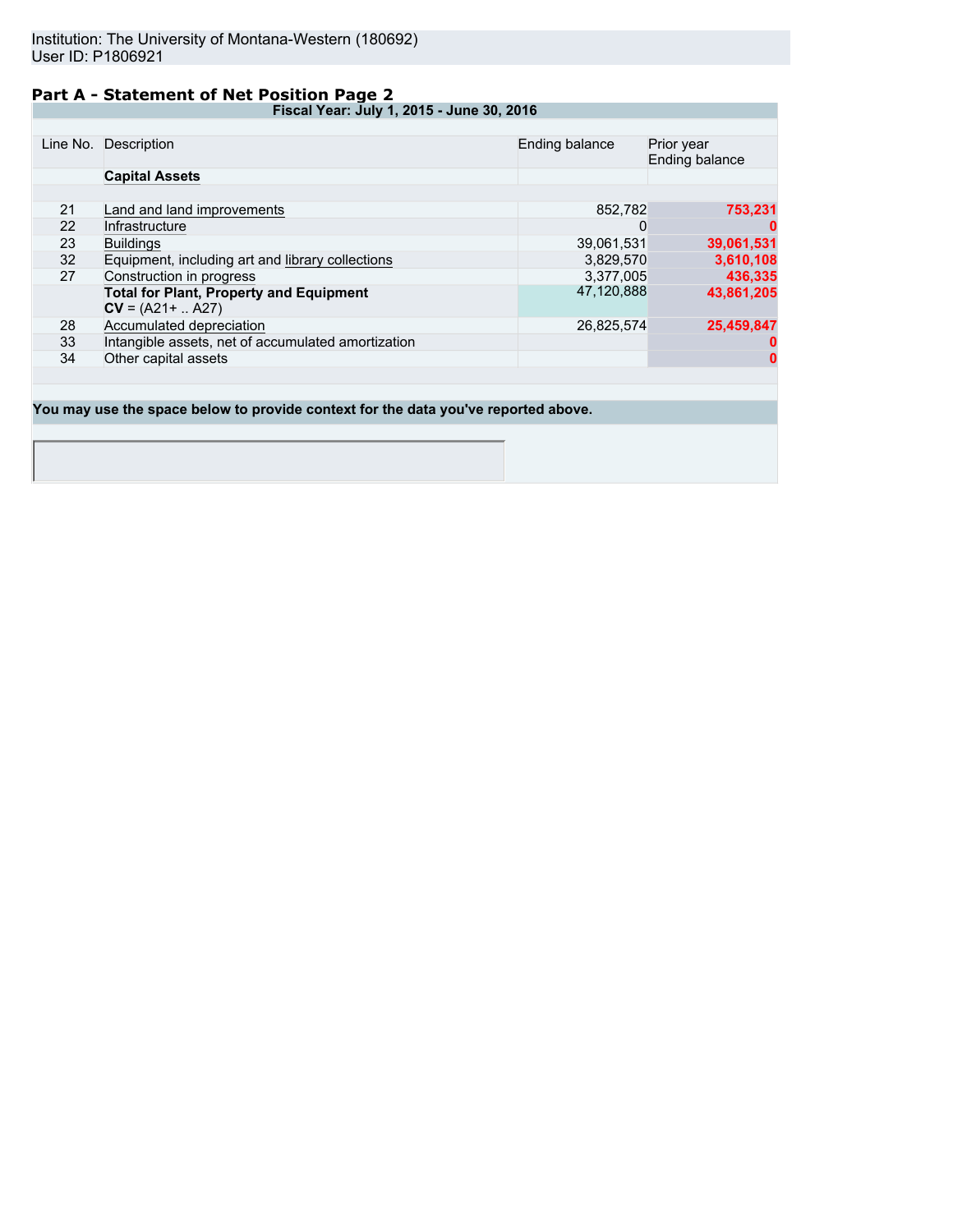Institution: The University of Montana-Western (180692)
User ID: P1806921

## Part A - Statement of Net Position Page 2

| Line No. | Description | Ending balance | Prior year Ending balance |
|---|---|---|---|
| | **Fiscal Year: July 1, 2015 - June 30, 2016** | | |
| | **Capital Assets** | | |
| 21 | Land and land improvements | 852,782 | 753,231 |
| 22 | Infrastructure | 0 | 0 |
| 23 | Buildings | 39,061,531 | 39,061,531 |
| 32 | Equipment, including art and library collections | 3,829,570 | 3,610,108 |
| 27 | Construction in progress | 3,377,005 | 436,335 |
| | **Total for Plant, Property and Equipment** **CV** = (A21+ .. A27) | 47,120,888 | 43,861,205 |
| 28 | Accumulated depreciation | 26,825,574 | 25,459,847 |
| 33 | Intangible assets, net of accumulated amortization | | 0 |
| 34 | Other capital assets | | 0 |

**You may use the space below to provide context for the data you've reported above.**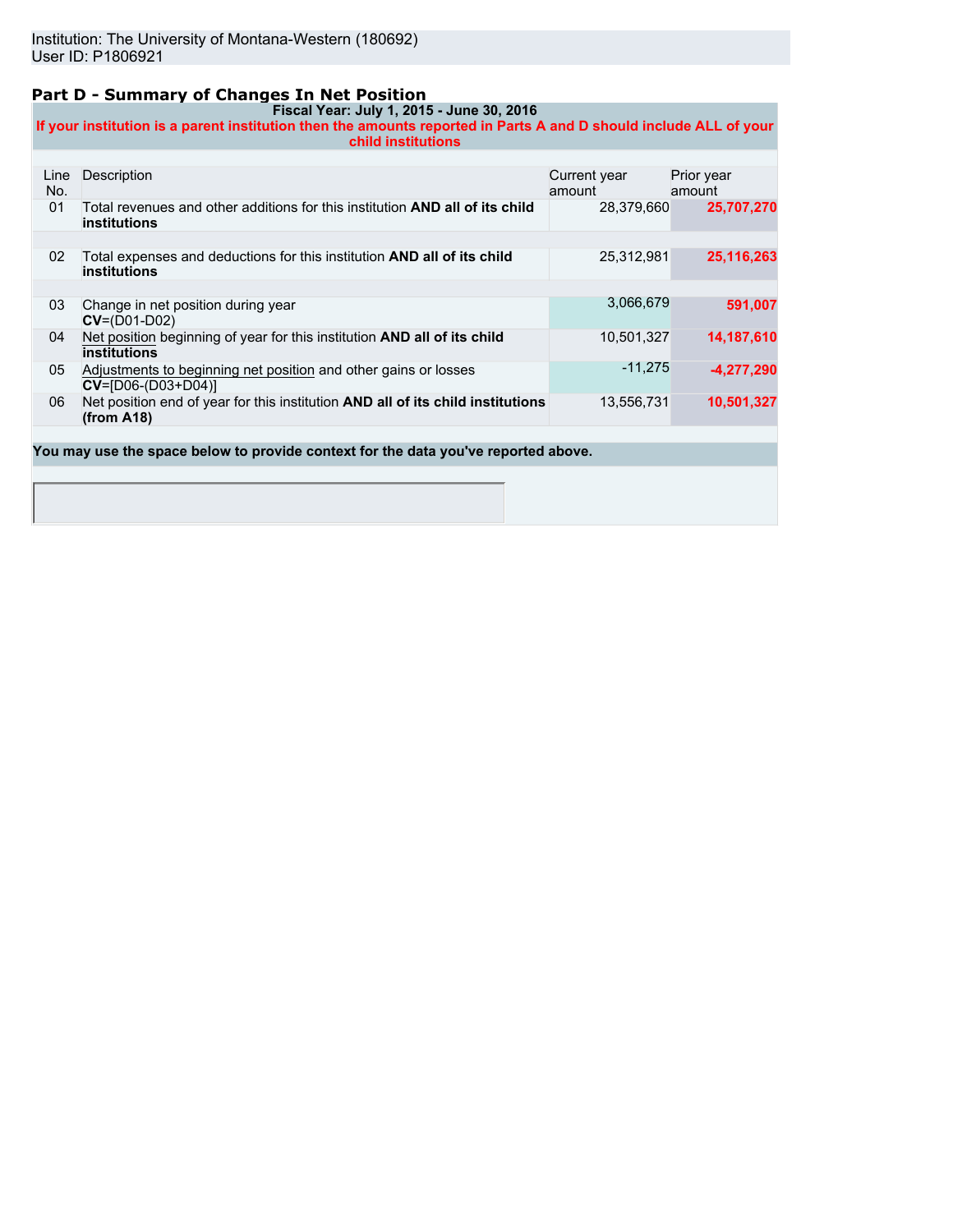Institution: The University of Montana-Western (180692)
User ID: P1806921

## Part D - Summary of Changes In Net Position

**Fiscal Year: July 1, 2015 - June 30, 2016**

**If your institution is a parent institution then the amounts reported in Parts A and D should include ALL of your child institutions**

| Line No. | Description | Current year amount | Prior year amount |
|---|---|---|---|
| 01 | Total revenues and other additions for this institution **AND all of its child institutions** | 28,379,660 | **25,707,270** |
| 02 | Total expenses and deductions for this institution **AND all of its child institutions** | 25,312,981 | **25,116,263** |
| 03 | Change in net position during year **CV**=(D01-D02) | 3,066,679 | **591,007** |
| 04 | Net position beginning of year for this institution **AND all of its child institutions** | 10,501,327 | **14,187,610** |
| 05 | Adjustments to beginning net position and other gains or losses **CV**=[D06-(D03+D04)] | -11,275 | **-4,277,290** |
| 06 | Net position end of year for this institution **AND all of its child institutions (from A18)** | 13,556,731 | **10,501,327** |

**You may use the space below to provide context for the data you've reported above.**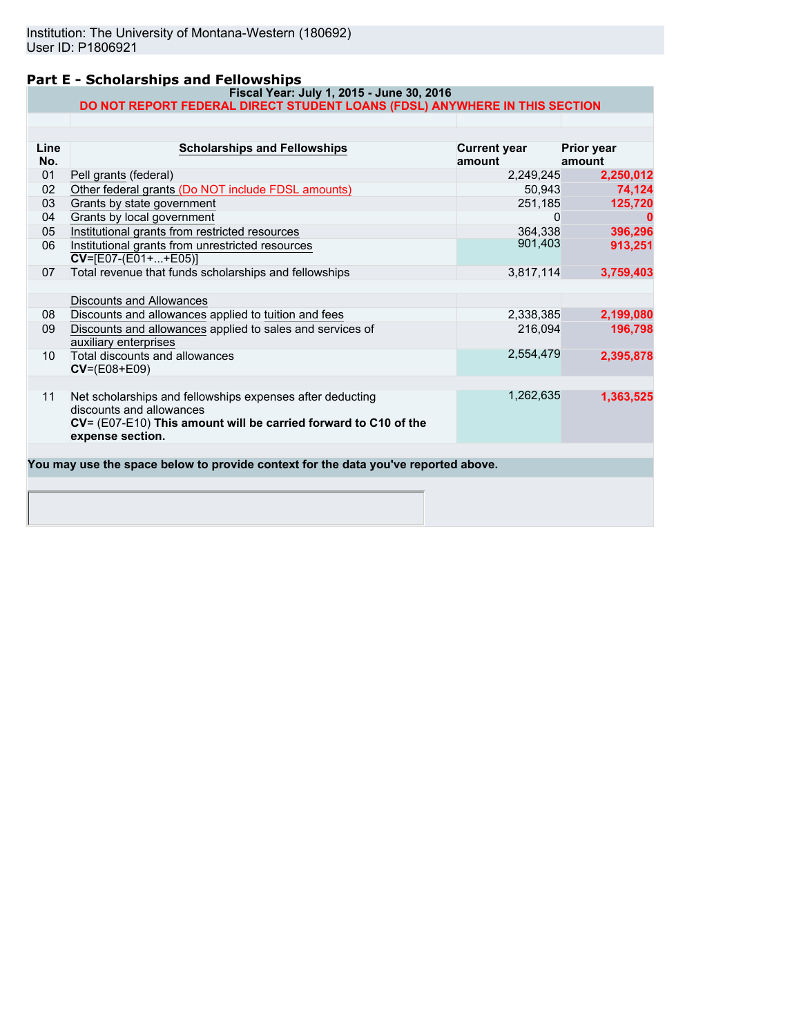Institution: The University of Montana-Western (180692)
User ID: P1806921

## Part E - Scholarships and Fellowships

**Fiscal Year: July 1, 2015 - June 30, 2016**

**DO NOT REPORT FEDERAL DIRECT STUDENT LOANS (FDSL) ANYWHERE IN THIS SECTION**

| Line No. | Scholarships and Fellowships | Current year amount | Prior year amount |
|---|---|---|---|
| 01 | Pell grants (federal) | 2,249,245 | 2,250,012 |
| 02 | Other federal grants (Do NOT include FDSL amounts) | 50,943 | 74,124 |
| 03 | Grants by state government | 251,185 | 125,720 |
| 04 | Grants by local government | 0 | 0 |
| 05 | Institutional grants from restricted resources | 364,338 | 396,296 |
| 06 | Institutional grants from unrestricted resources **CV**=[E07-(E01+...+E05)] | 901,403 | 913,251 |
| 07 | Total revenue that funds scholarships and fellowships | 3,817,114 | 3,759,403 |
| | Discounts and Allowances | | |
| 08 | Discounts and allowances applied to tuition and fees | 2,338,385 | 2,199,080 |
| 09 | Discounts and allowances applied to sales and services of auxiliary enterprises | 216,094 | 196,798 |
| 10 | Total discounts and allowances **CV**=(E08+E09) | 2,554,479 | 2,395,878 |
| 11 | Net scholarships and fellowships expenses after deducting discounts and allowances **CV**= (E07-E10) **This amount will be carried forward to C10 of the expense section.** | 1,262,635 | 1,363,525 |

**You may use the space below to provide context for the data you've reported above.**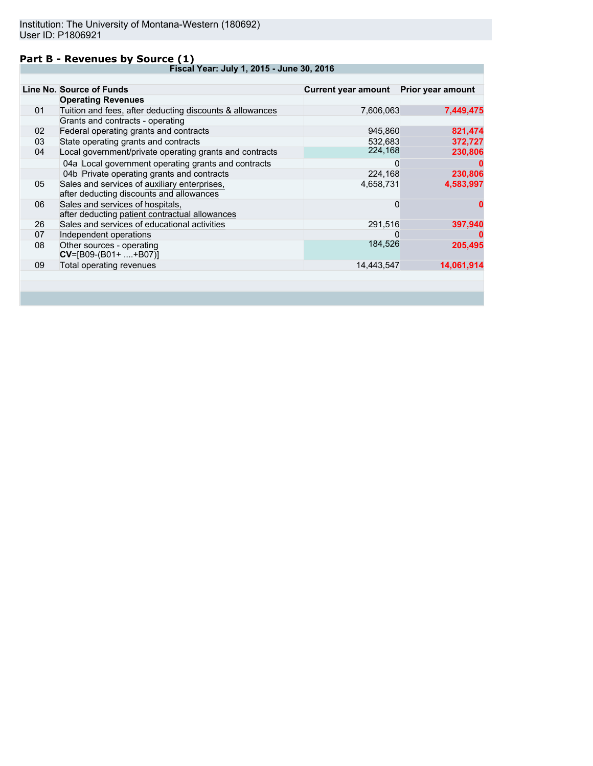Institution: The University of Montana-Western (180692)
User ID: P1806921

## Part B - Revenues by Source (1)

| Line No. | Source of Funds | Current year amount | Prior year amount |
|---|---|---|---|
| | **Fiscal Year: July 1, 2015 - June 30, 2016** | | |
| | **Operating Revenues** | | |
| 01 | Tuition and fees, after deducting discounts & allowances | 7,606,063 | **7,449,475** |
| | Grants and contracts - operating | | |
| 02 | Federal operating grants and contracts | 945,860 | **821,474** |
| 03 | State operating grants and contracts | 532,683 | **372,727** |
| 04 | Local government/private operating grants and contracts | 224,168 | **230,806** |
| | 04a Local government operating grants and contracts | 0 | **0** |
| | 04b Private operating grants and contracts | 224,168 | **230,806** |
| 05 | Sales and services of auxiliary enterprises, after deducting discounts and allowances | 4,658,731 | **4,583,997** |
| 06 | Sales and services of hospitals, after deducting patient contractual allowances | 0 | **0** |
| 26 | Sales and services of educational activities | 291,516 | **397,940** |
| 07 | Independent operations | 0 | **0** |
| 08 | Other sources - operating **CV**=[B09-(B01+ ....+B07)] | 184,526 | **205,495** |
| 09 | Total operating revenues | 14,443,547 | **14,061,914** |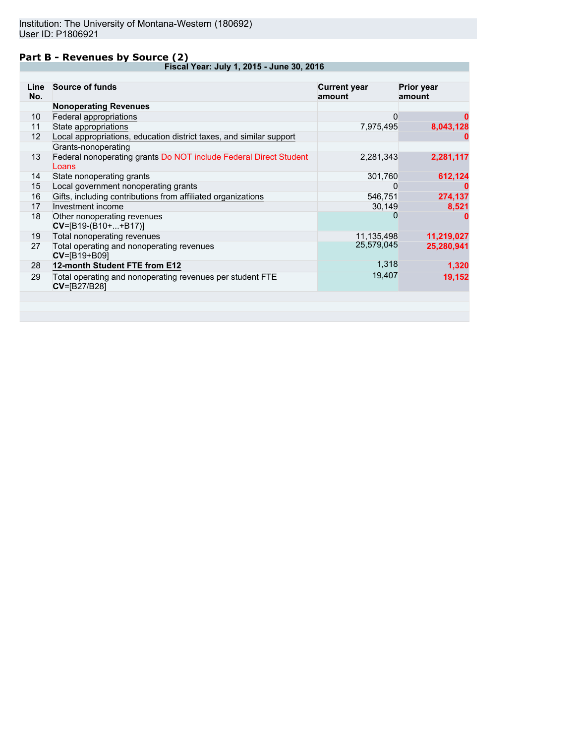Institution: The University of Montana-Western (180692)
User ID: P1806921

## Part B - Revenues by Source (2)

| Line No. | Source of funds | Current year amount | Prior year amount |
|---|---|---|---|
| | **Nonoperating Revenues** | | |
| 10 | Federal appropriations | 0 | **0** |
| 11 | State appropriations | 7,975,495 | **8,043,128** |
| 12 | Local appropriations, education district taxes, and similar support | | **0** |
| | Grants-nonoperating | | |
| 13 | Federal nonoperating grants Do NOT include Federal Direct Student Loans | 2,281,343 | **2,281,117** |
| 14 | State nonoperating grants | 301,760 | **612,124** |
| 15 | Local government nonoperating grants | 0 | **0** |
| 16 | Gifts, including contributions from affiliated organizations | 546,751 | **274,137** |
| 17 | Investment income | 30,149 | **8,521** |
| 18 | Other nonoperating revenues **CV**=[B19-(B10+...+B17)] | 0 | **0** |
| 19 | Total nonoperating revenues | 11,135,498 | **11,219,027** |
| 27 | Total operating and nonoperating revenues **CV**=[B19+B09] | 25,579,045 | **25,280,941** |
| 28 | **12-month Student FTE from E12** | 1,318 | **1,320** |
| 29 | Total operating and nonoperating revenues per student FTE **CV**=[B27/B28] | 19,407 | **19,152** |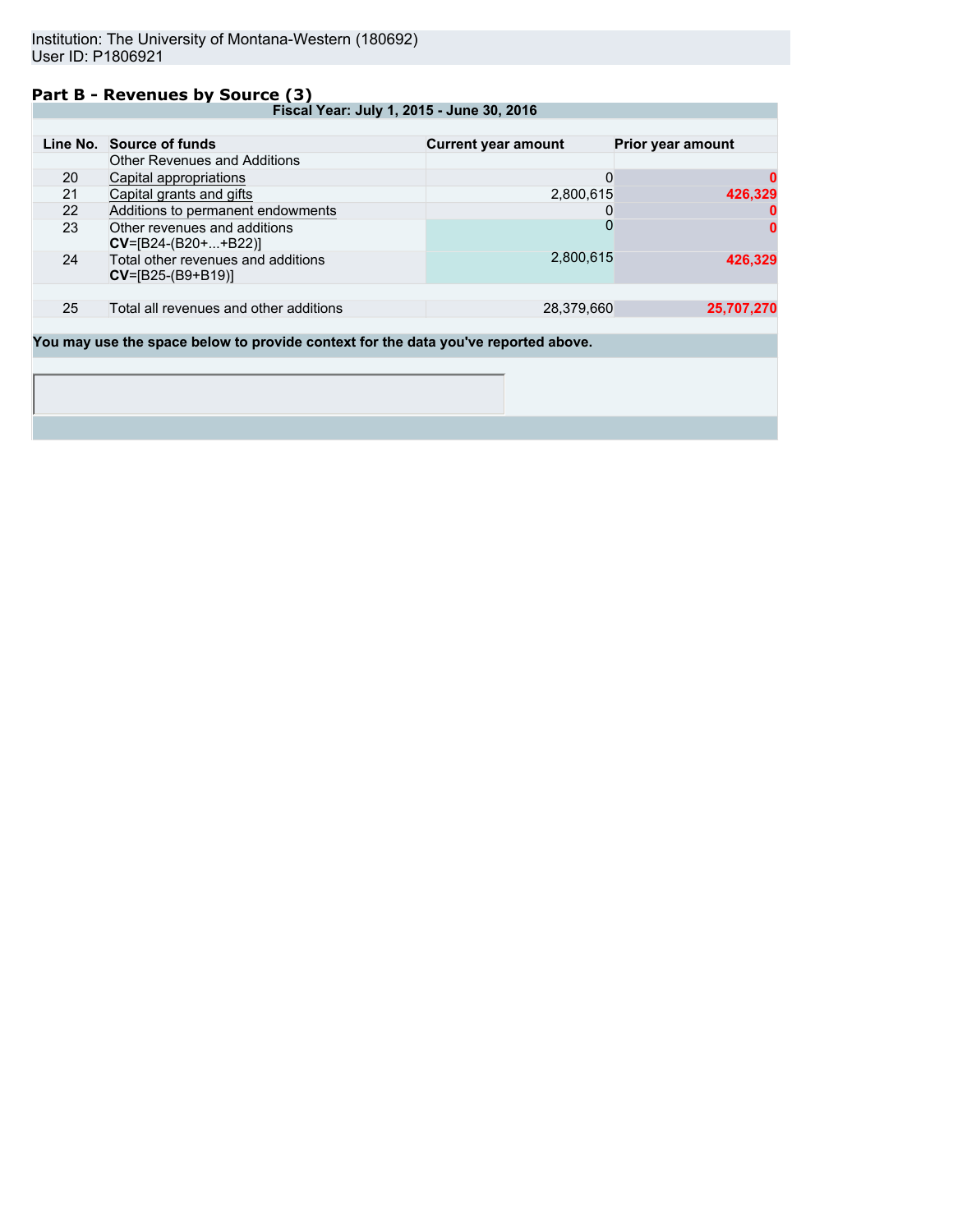Institution: The University of Montana-Western (180692)
User ID: P1806921

## Part B - Revenues by Source (3)

**Fiscal Year: July 1, 2015 - June 30, 2016**

| Line No. | Source of funds | Current year amount | Prior year amount |
|---|---|---|---|
| | Other Revenues and Additions | | |
| 20 | Capital appropriations | 0 | 0 |
| 21 | Capital grants and gifts | 2,800,615 | 426,329 |
| 22 | Additions to permanent endowments | 0 | 0 |
| 23 | Other revenues and additions **CV**=[B24-(B20+...+B22)] | 0 | 0 |
| 24 | Total other revenues and additions **CV**=[B25-(B9+B19)] | 2,800,615 | 426,329 |
| | | | |
| 25 | Total all revenues and other additions | 28,379,660 | 25,707,270 |

**You may use the space below to provide context for the data you've reported above.**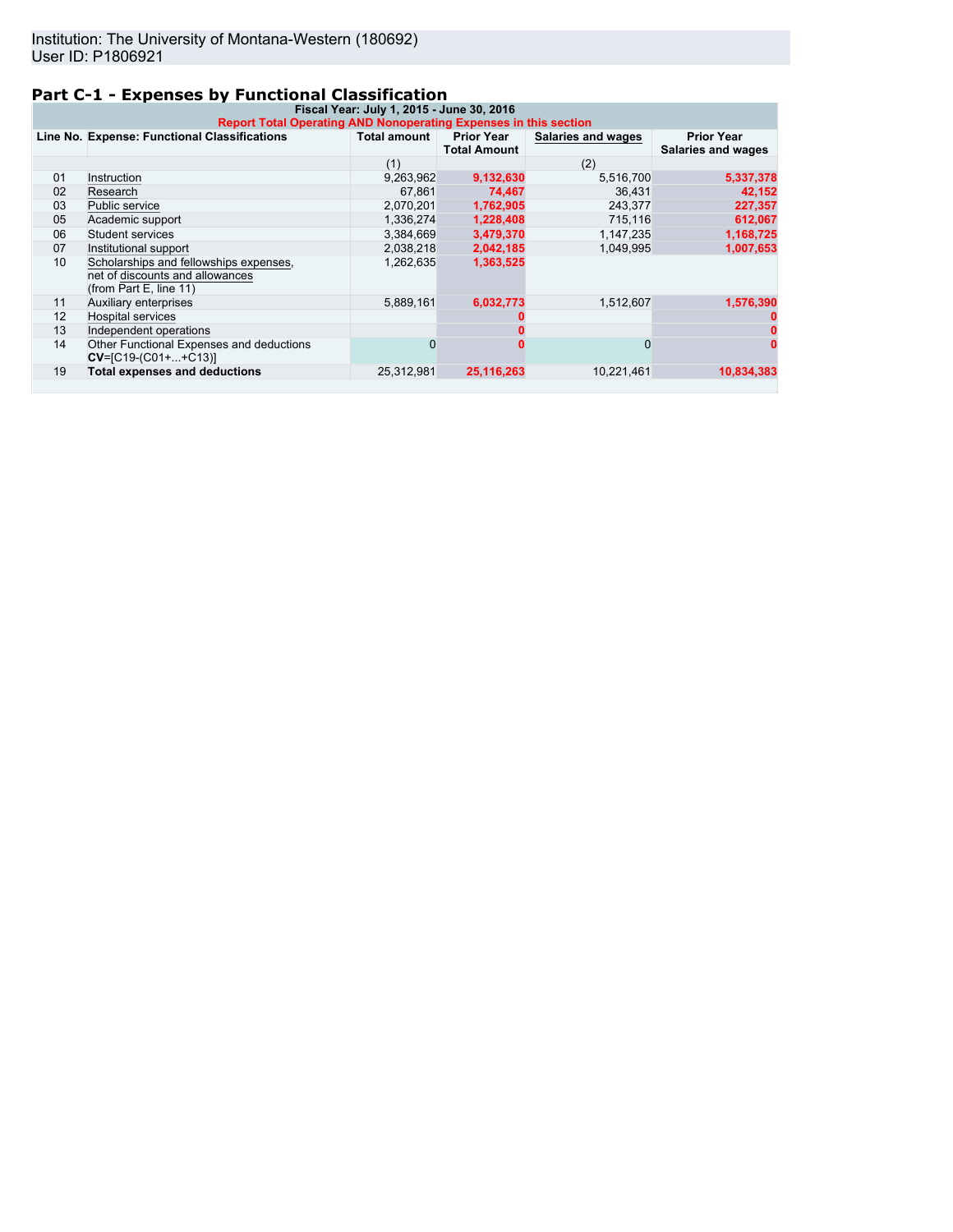Institution: The University of Montana-Western (180692)
User ID: P1806921

## Part C-1 - Expenses by Functional Classification

**Fiscal Year: July 1, 2015 - June 30, 2016**

**Report Total Operating AND Nonoperating Expenses in this section**

| Line No. | Expense: Functional Classifications | Total amount | Prior Year Total Amount | Salaries and wages | Prior Year Salaries and wages |
|---|---|---|---|---|---|
| | | (1) | | (2) | |
| 01 | Instruction | 9,263,962 | 9,132,630 | 5,516,700 | 5,337,378 |
| 02 | Research | 67,861 | 74,467 | 36,431 | 42,152 |
| 03 | Public service | 2,070,201 | 1,762,905 | 243,377 | 227,357 |
| 05 | Academic support | 1,336,274 | 1,228,408 | 715,116 | 612,067 |
| 06 | Student services | 3,384,669 | 3,479,370 | 1,147,235 | 1,168,725 |
| 07 | Institutional support | 2,038,218 | 2,042,185 | 1,049,995 | 1,007,653 |
| 10 | Scholarships and fellowships expenses, net of discounts and allowances (from Part E, line 11) | 1,262,635 | 1,363,525 | | |
| 11 | Auxiliary enterprises | 5,889,161 | 6,032,773 | 1,512,607 | 1,576,390 |
| 12 | Hospital services | | 0 | | 0 |
| 13 | Independent operations | | 0 | | 0 |
| 14 | Other Functional Expenses and deductions **CV**=[C19-(C01+...+C13)] | 0 | 0 | 0 | 0 |
| 19 | **Total expenses and deductions** | 25,312,981 | 25,116,263 | 10,221,461 | 10,834,383 |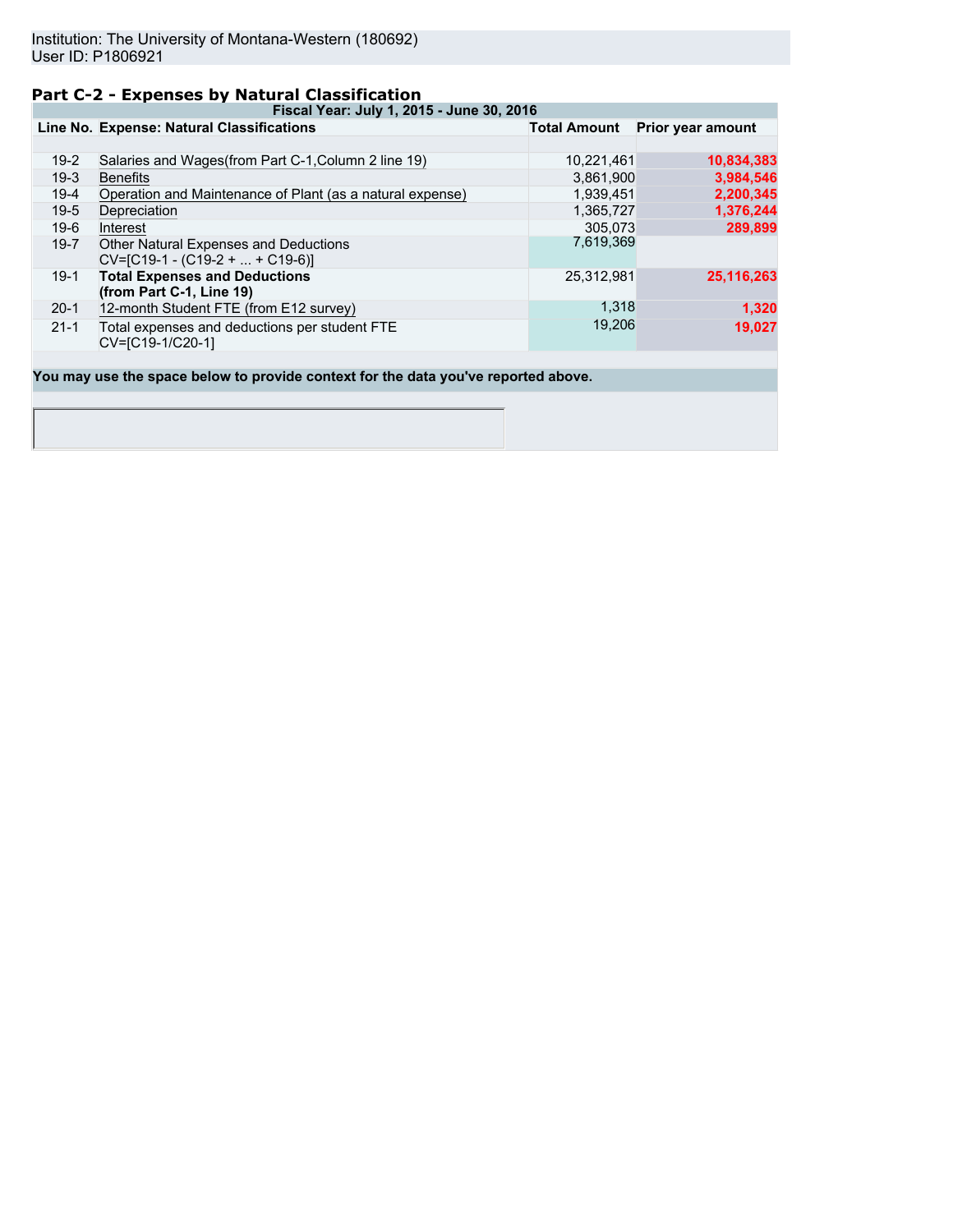Institution: The University of Montana-Western (180692)
User ID: P1806921

## Part C-2 - Expenses by Natural Classification

| Line No. | Expense: Natural Classifications | Total Amount | Prior year amount |
|---|---|---|---|
| | **Fiscal Year: July 1, 2015 - June 30, 2016** | | |
| 19-2 | Salaries and Wages(from Part C-1,Column 2 line 19) | 10,221,461 | **10,834,383** |
| 19-3 | Benefits | 3,861,900 | **3,984,546** |
| 19-4 | Operation and Maintenance of Plant (as a natural expense) | 1,939,451 | **2,200,345** |
| 19-5 | Depreciation | 1,365,727 | **1,376,244** |
| 19-6 | Interest | 305,073 | **289,899** |
| 19-7 | Other Natural Expenses and Deductions CV=[C19-1 - (C19-2 + ... + C19-6)] | 7,619,369 | |
| 19-1 | **Total Expenses and Deductions (from Part C-1, Line 19)** | 25,312,981 | **25,116,263** |
| 20-1 | 12-month Student FTE (from E12 survey) | 1,318 | **1,320** |
| 21-1 | Total expenses and deductions per student FTE CV=[C19-1/C20-1] | 19,206 | **19,027** |

**You may use the space below to provide context for the data you've reported above.**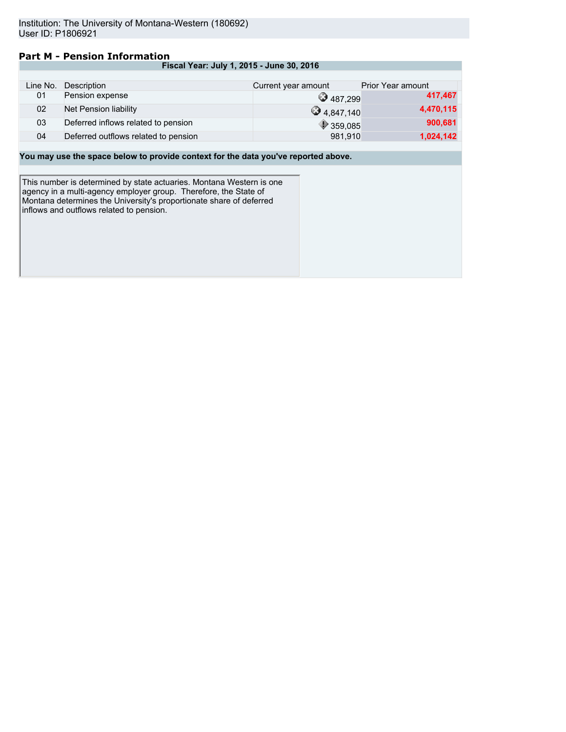Institution: The University of Montana-Western (180692)
User ID: P1806921

## Part M - Pension Information

**Fiscal Year: July 1, 2015 - June 30, 2016**

| Line No. | Description | Current year amount | Prior Year amount |
|---|---|---|---|
| 01 | Pension expense | 487,299 | **417,467** |
| 02 | Net Pension liability | 4,847,140 | **4,470,115** |
| 03 | Deferred inflows related to pension | 359,085 | **900,681** |
| 04 | Deferred outflows related to pension | 981,910 | **1,024,142** |

**You may use the space below to provide context for the data you've reported above.**

This number is determined by state actuaries. Montana Western is one agency in a multi-agency employer group. Therefore, the State of Montana determines the University's proportionate share of deferred inflows and outflows related to pension.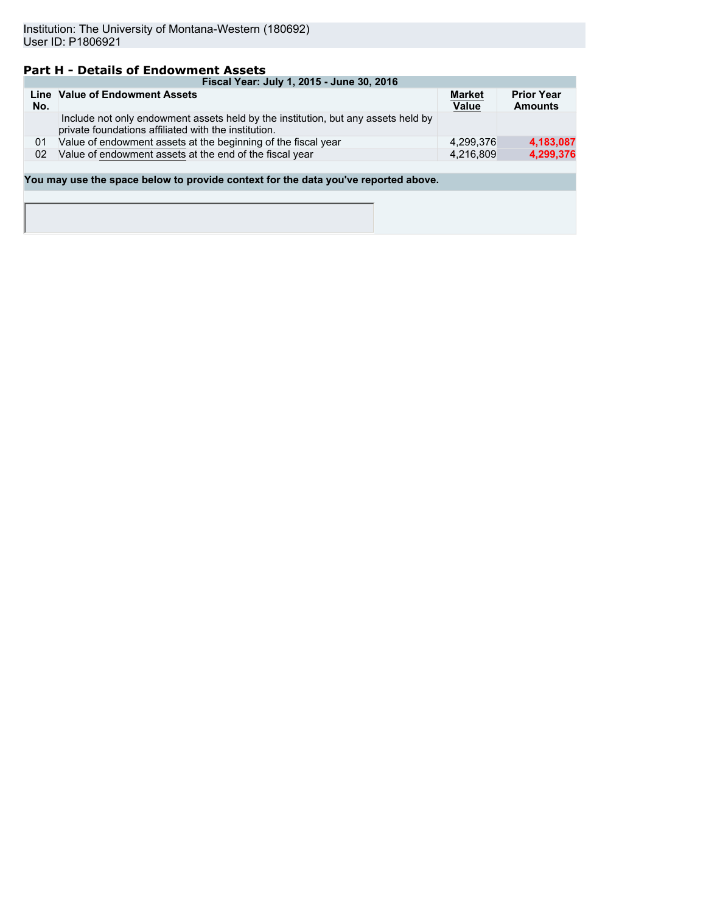Institution: The University of Montana-Western (180692)
User ID: P1806921

## Part H - Details of Endowment Assets

| Fiscal Year: July 1, 2015 - June 30, 2016 | | | |
|---|---|---|---|
| **Line No.** | **Value of Endowment Assets** | **Market Value** | **Prior Year Amounts** |
| | Include not only endowment assets held by the institution, but any assets held by private foundations affiliated with the institution. | | |
| 01 | Value of endowment assets at the beginning of the fiscal year | 4,299,376 | **4,183,087** |
| 02 | Value of endowment assets at the end of the fiscal year | 4,216,809 | **4,299,376** |

**You may use the space below to provide context for the data you've reported above.**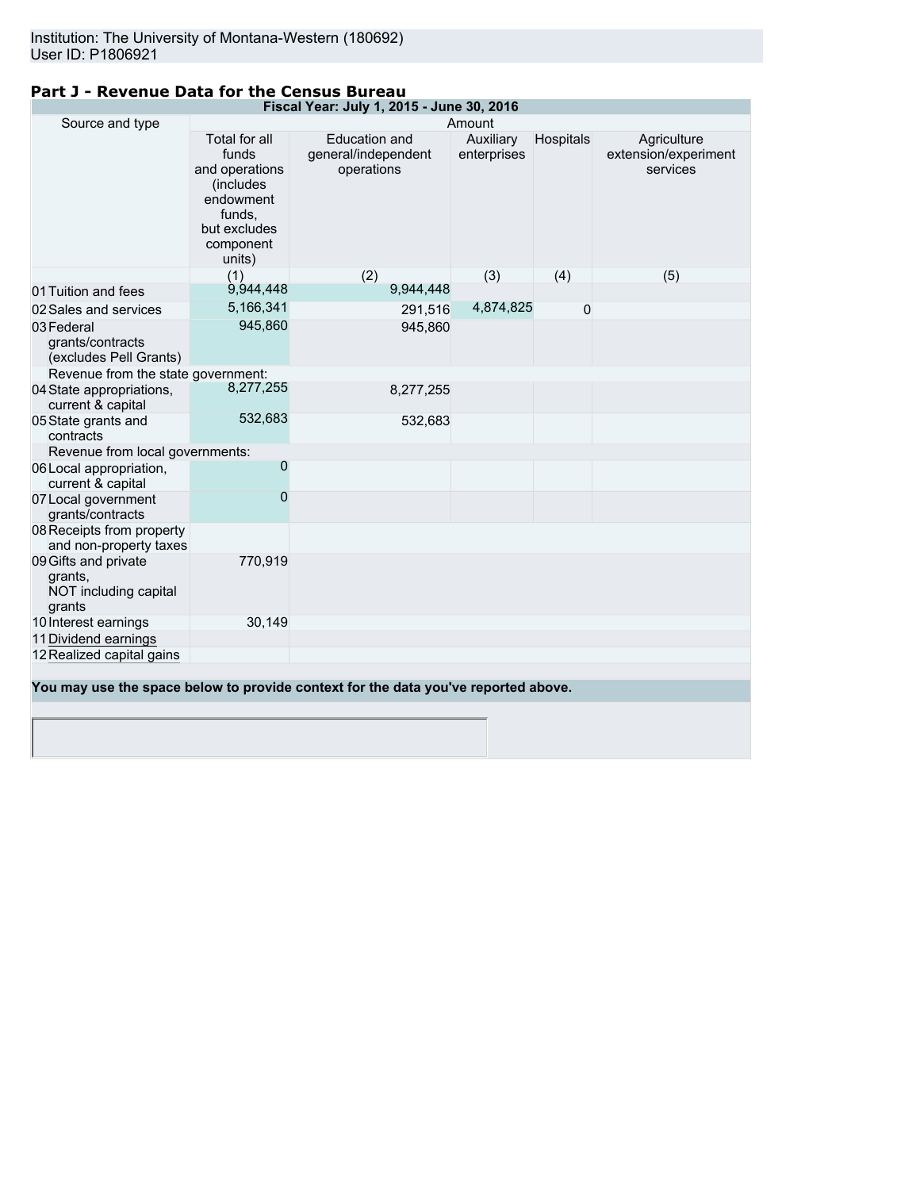Institution: The University of Montana-Western (180692)
User ID: P1806921

## Part J - Revenue Data for the Census Bureau

| Fiscal Year: July 1, 2015 - June 30, 2016 | | | | | |
|---|---|---|---|---|---|
| Source and type | Amount | | | | |
| | Total for all funds and operations (includes endowment funds, but excludes component units) | Education and general/independent operations | Auxiliary enterprises | Hospitals | Agriculture extension/experiment services |
| | (1) | (2) | (3) | (4) | (5) |
| 01 Tuition and fees | 9,944,448 | 9,944,448 | | | |
| 02 Sales and services | 5,166,341 | 291,516 | 4,874,825 | 0 | |
| 03 Federal grants/contracts (excludes Pell Grants) | 945,860 | 945,860 | | | |
| Revenue from the state government: | | | | | |
| 04 State appropriations, current & capital | 8,277,255 | 8,277,255 | | | |
| 05 State grants and contracts | 532,683 | 532,683 | | | |
| Revenue from local governments: | | | | | |
| 06 Local appropriation, current & capital | 0 | | | | |
| 07 Local government grants/contracts | 0 | | | | |
| 08 Receipts from property and non-property taxes | | | | | |
| 09 Gifts and private grants, NOT including capital grants | 770,919 | | | | |
| 10 Interest earnings | 30,149 | | | | |
| 11 Dividend earnings | | | | | |
| 12 Realized capital gains | | | | | |

**You may use the space below to provide context for the data you've reported above.**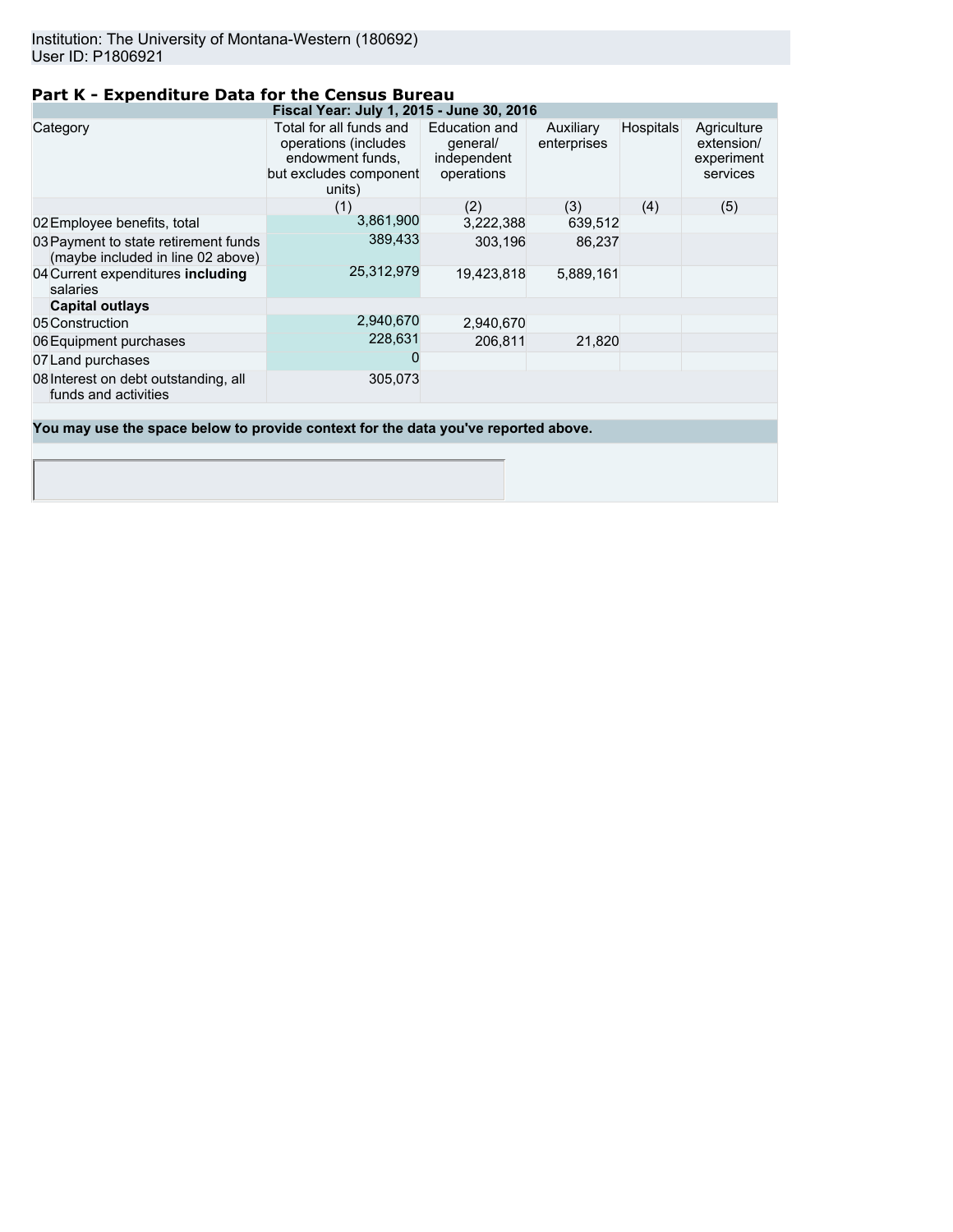Institution: The University of Montana-Western (180692)
User ID: P1806921

## Part K - Expenditure Data for the Census Bureau

| Fiscal Year: July 1, 2015 - June 30, 2016 | | | | | |
|---|---|---|---|---|---|
| Category | Total for all funds and operations (includes endowment funds, but excludes component units) | Education and general/ independent operations | Auxiliary enterprises | Hospitals | Agriculture extension/ experiment services |
| | (1) | (2) | (3) | (4) | (5) |
| 02 Employee benefits, total | 3,861,900 | 3,222,388 | 639,512 | | |
| 03 Payment to state retirement funds (maybe included in line 02 above) | 389,433 | 303,196 | 86,237 | | |
| 04 Current expenditures **including** salaries | 25,312,979 | 19,423,818 | 5,889,161 | | |
| **Capital outlays** | | | | | |
| 05 Construction | 2,940,670 | 2,940,670 | | | |
| 06 Equipment purchases | 228,631 | 206,811 | 21,820 | | |
| 07 Land purchases | 0 | | | | |
| 08 Interest on debt outstanding, all funds and activities | 305,073 | | | | |

**You may use the space below to provide context for the data you've reported above.**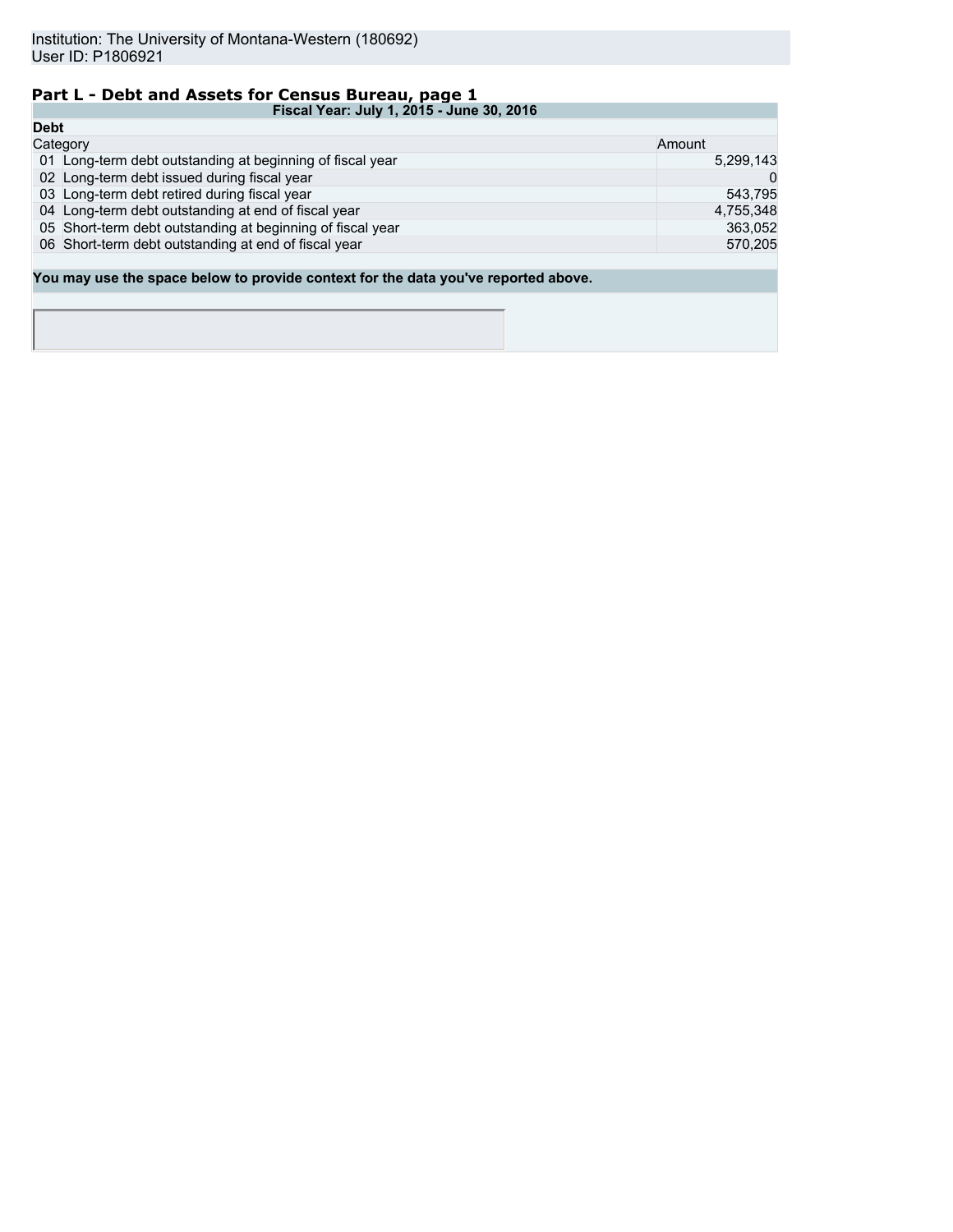Institution: The University of Montana-Western (180692)
User ID: P1806921

## Part L - Debt and Assets for Census Bureau, page 1

| Fiscal Year: July 1, 2015 - June 30, 2016 | |
|---|---|
| **Debt** | |
| Category | Amount |
| 01 Long-term debt outstanding at beginning of fiscal year | 5,299,143 |
| 02 Long-term debt issued during fiscal year | 0 |
| 03 Long-term debt retired during fiscal year | 543,795 |
| 04 Long-term debt outstanding at end of fiscal year | 4,755,348 |
| 05 Short-term debt outstanding at beginning of fiscal year | 363,052 |
| 06 Short-term debt outstanding at end of fiscal year | 570,205 |

**You may use the space below to provide context for the data you've reported above.**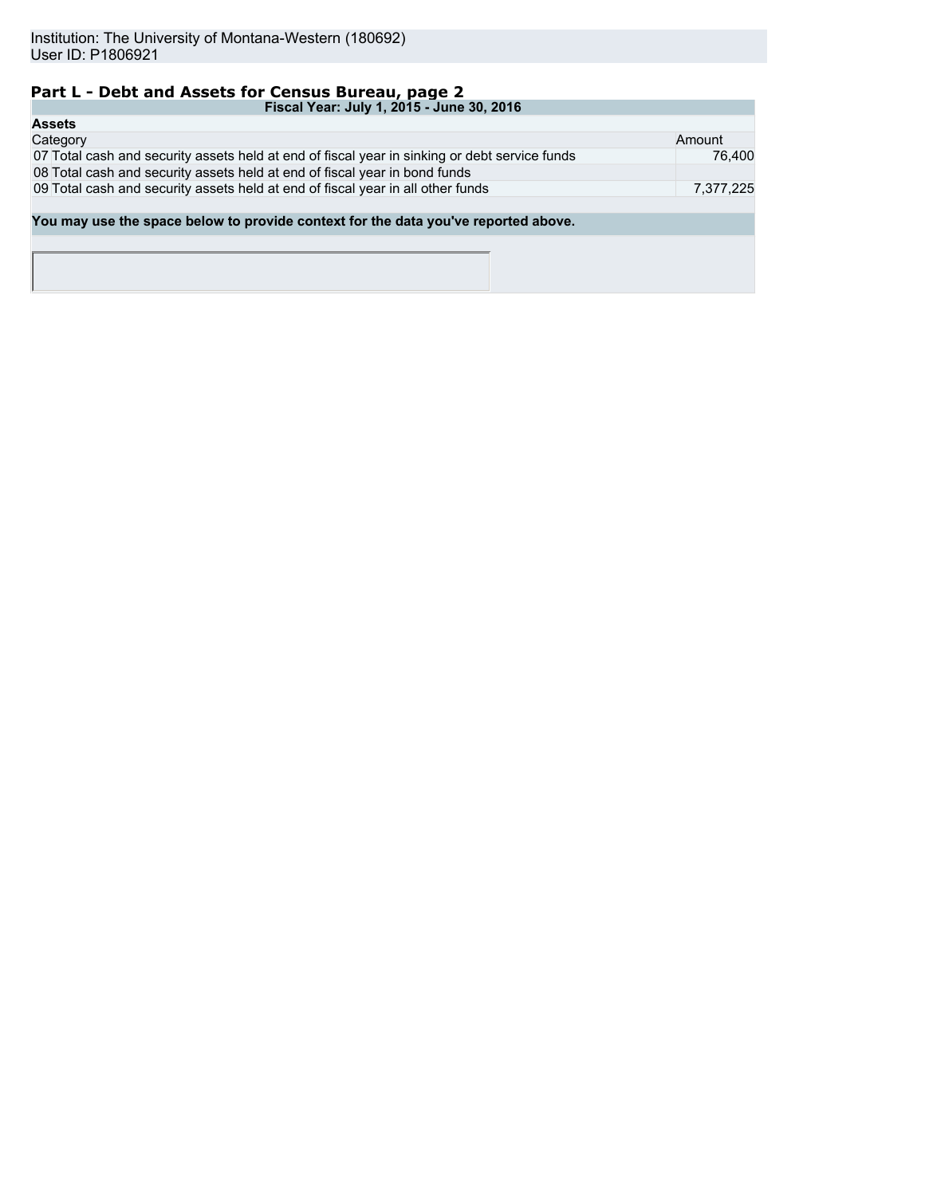Institution: The University of Montana-Western (180692)
User ID: P1806921

## Part L - Debt and Assets for Census Bureau, page 2

| Fiscal Year: July 1, 2015 - June 30, 2016 | | |
|---|---|---|
| **Assets** | | |
| Category | | Amount |
| 07 | Total cash and security assets held at end of fiscal year in sinking or debt service funds | 76,400 |
| 08 | Total cash and security assets held at end of fiscal year in bond funds | |
| 09 | Total cash and security assets held at end of fiscal year in all other funds | 7,377,225 |

**You may use the space below to provide context for the data you've reported above.**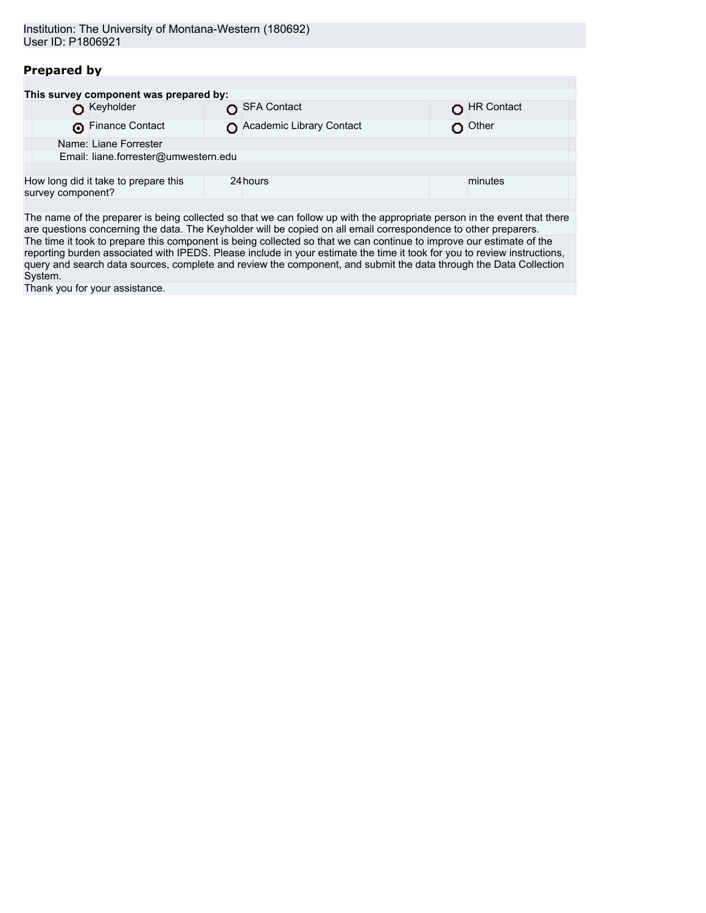Institution: The University of Montana-Western (180692)
User ID: P1806921

## Prepared by

**This survey component was prepared by:**

| | | |
|---|---|---|
| ○ Keyholder | ○ SFA Contact | ○ HR Contact |
| ◉ Finance Contact | ○ Academic Library Contact | ○ Other |

Name: Liane Forrester
Email: liane.forrester@umwestern.edu

| How long did it take to prepare this survey component? | 24 hours | minutes |
|---|---|---|

The name of the preparer is being collected so that we can follow up with the appropriate person in the event that there are questions concerning the data. The Keyholder will be copied on all email correspondence to other preparers.

The time it took to prepare this component is being collected so that we can continue to improve our estimate of the reporting burden associated with IPEDS. Please include in your estimate the time it took for you to review instructions, query and search data sources, complete and review the component, and submit the data through the Data Collection System.

Thank you for your assistance.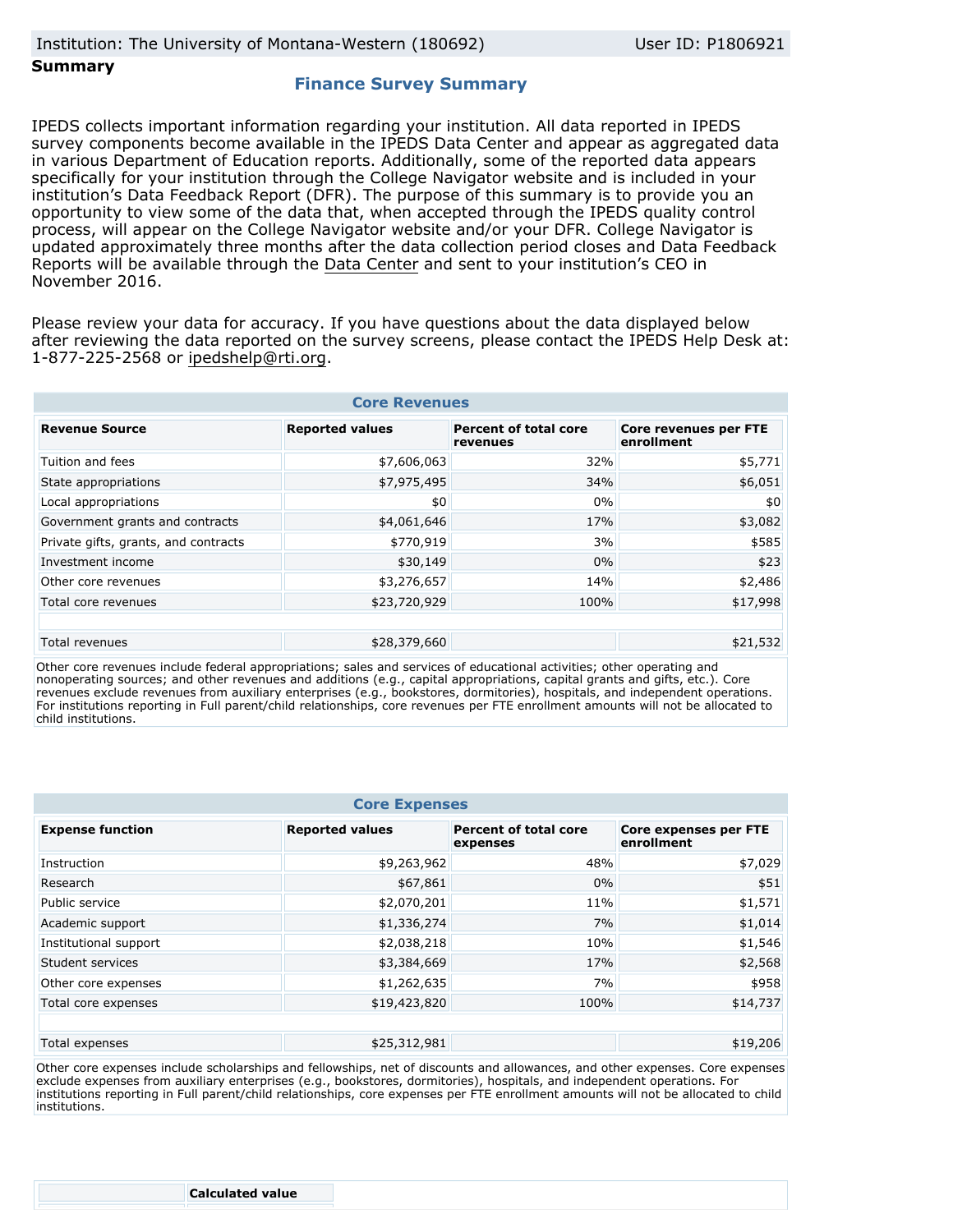Institution: The University of Montana-Western (180692) User ID: P1806921

**Summary**

## Finance Survey Summary

IPEDS collects important information regarding your institution. All data reported in IPEDS survey components become available in the IPEDS Data Center and appear as aggregated data in various Department of Education reports. Additionally, some of the reported data appears specifically for your institution through the College Navigator website and is included in your institution's Data Feedback Report (DFR). The purpose of this summary is to provide you an opportunity to view some of the data that, when accepted through the IPEDS quality control process, will appear on the College Navigator website and/or your DFR. College Navigator is updated approximately three months after the data collection period closes and Data Feedback Reports will be available through the Data Center and sent to your institution's CEO in November 2016.

Please review your data for accuracy. If you have questions about the data displayed below after reviewing the data reported on the survey screens, please contact the IPEDS Help Desk at: 1-877-225-2568 or ipedshelp@rti.org.

### Core Revenues

| Revenue Source | Reported values | Percent of total core revenues | Core revenues per FTE enrollment |
|---|---|---|---|
| Tuition and fees | $7,606,063 | 32% | $5,771 |
| State appropriations | $7,975,495 | 34% | $6,051 |
| Local appropriations | $0 | 0% | $0 |
| Government grants and contracts | $4,061,646 | 17% | $3,082 |
| Private gifts, grants, and contracts | $770,919 | 3% | $585 |
| Investment income | $30,149 | 0% | $23 |
| Other core revenues | $3,276,657 | 14% | $2,486 |
| Total core revenues | $23,720,929 | 100% | $17,998 |
| | | | |
| Total revenues | $28,379,660 | | $21,532 |

Other core revenues include federal appropriations; sales and services of educational activities; other operating and nonoperating sources; and other revenues and additions (e.g., capital appropriations, capital grants and gifts, etc.). Core revenues exclude revenues from auxiliary enterprises (e.g., bookstores, dormitories), hospitals, and independent operations. For institutions reporting in Full parent/child relationships, core revenues per FTE enrollment amounts will not be allocated to child institutions.

### Core Expenses

| Expense function | Reported values | Percent of total core expenses | Core expenses per FTE enrollment |
|---|---|---|---|
| Instruction | $9,263,962 | 48% | $7,029 |
| Research | $67,861 | 0% | $51 |
| Public service | $2,070,201 | 11% | $1,571 |
| Academic support | $1,336,274 | 7% | $1,014 |
| Institutional support | $2,038,218 | 10% | $1,546 |
| Student services | $3,384,669 | 17% | $2,568 |
| Other core expenses | $1,262,635 | 7% | $958 |
| Total core expenses | $19,423,820 | 100% | $14,737 |
| | | | |
| Total expenses | $25,312,981 | | $19,206 |

Other core expenses include scholarships and fellowships, net of discounts and allowances, and other expenses. Core expenses exclude expenses from auxiliary enterprises (e.g., bookstores, dormitories), hospitals, and independent operations. For institutions reporting in Full parent/child relationships, core expenses per FTE enrollment amounts will not be allocated to child institutions.

| | Calculated value |
|---|---|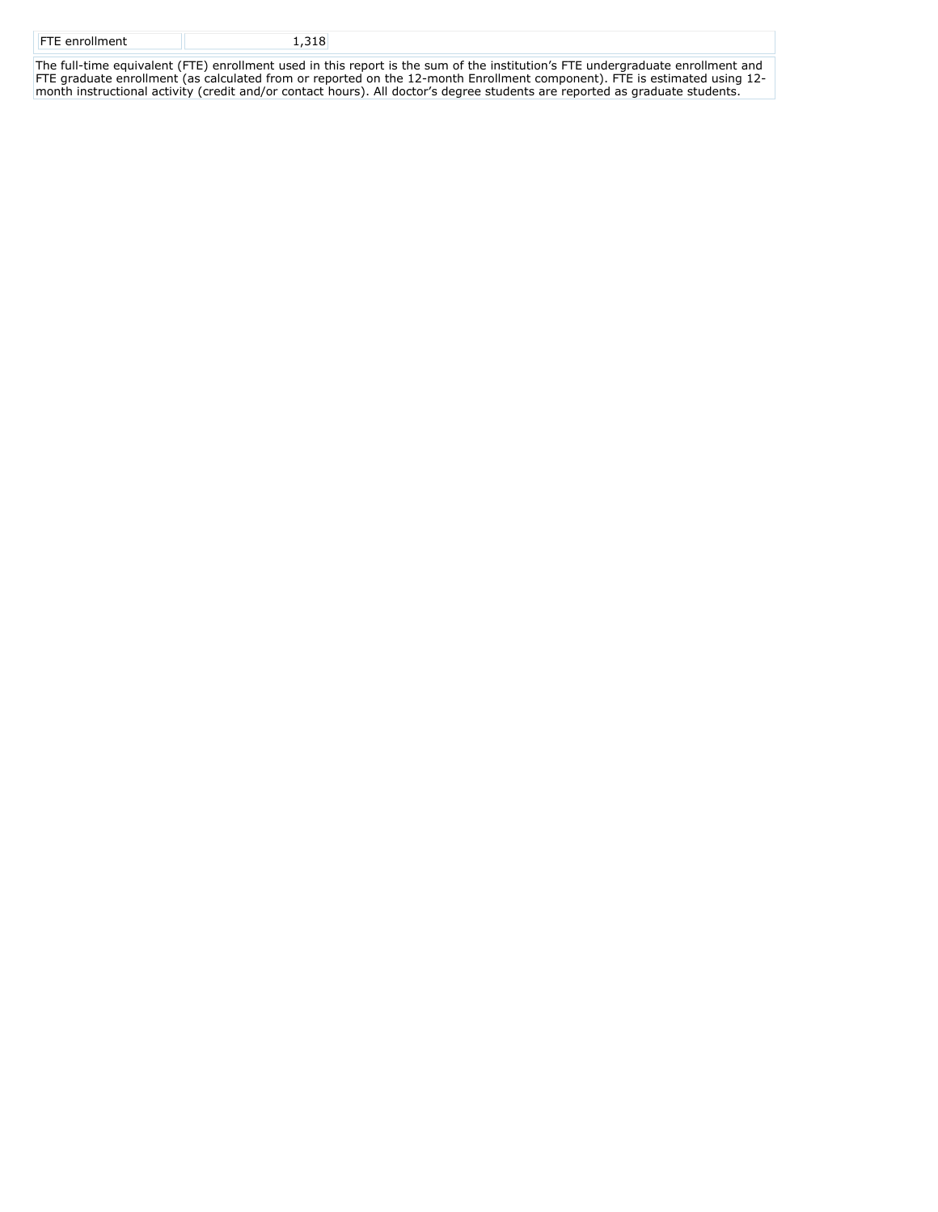| FTE enrollment | 1,318 |
|---|---|

The full-time equivalent (FTE) enrollment used in this report is the sum of the institution's FTE undergraduate enrollment and FTE graduate enrollment (as calculated from or reported on the 12-month Enrollment component). FTE is estimated using 12-month instructional activity (credit and/or contact hours). All doctor's degree students are reported as graduate students.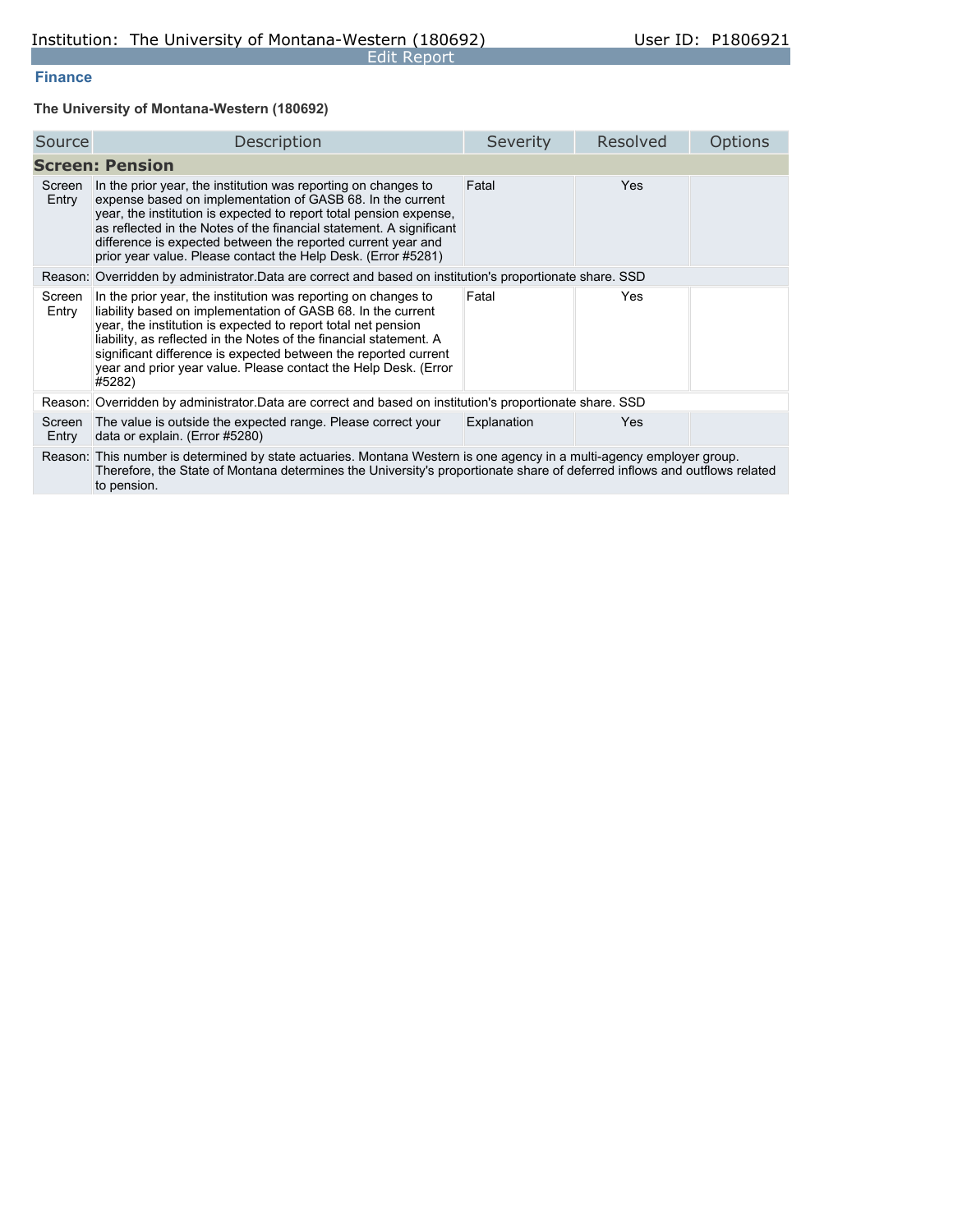Institution: The University of Montana-Western (180692) User ID: P1806921

Edit Report

## Finance

**The University of Montana-Western (180692)**

| Source | Description | Severity | Resolved | Options |
|---|---|---|---|---|
| **Screen: Pension** | | | | |
| Screen Entry | In the prior year, the institution was reporting on changes to expense based on implementation of GASB 68. In the current year, the institution is expected to report total pension expense, as reflected in the Notes of the financial statement. A significant difference is expected between the reported current year and prior year value. Please contact the Help Desk. (Error #5281) | Fatal | Yes | |
| Reason: | Overridden by administrator.Data are correct and based on institution's proportionate share. SSD | | | |
| Screen Entry | In the prior year, the institution was reporting on changes to liability based on implementation of GASB 68. In the current year, the institution is expected to report total net pension liability, as reflected in the Notes of the financial statement. A significant difference is expected between the reported current year and prior year value. Please contact the Help Desk. (Error #5282) | Fatal | Yes | |
| Reason: | Overridden by administrator.Data are correct and based on institution's proportionate share. SSD | | | |
| Screen Entry | The value is outside the expected range. Please correct your data or explain. (Error #5280) | Explanation | Yes | |
| Reason: | This number is determined by state actuaries. Montana Western is one agency in a multi-agency employer group. Therefore, the State of Montana determines the University's proportionate share of deferred inflows and outflows related to pension. | | | |